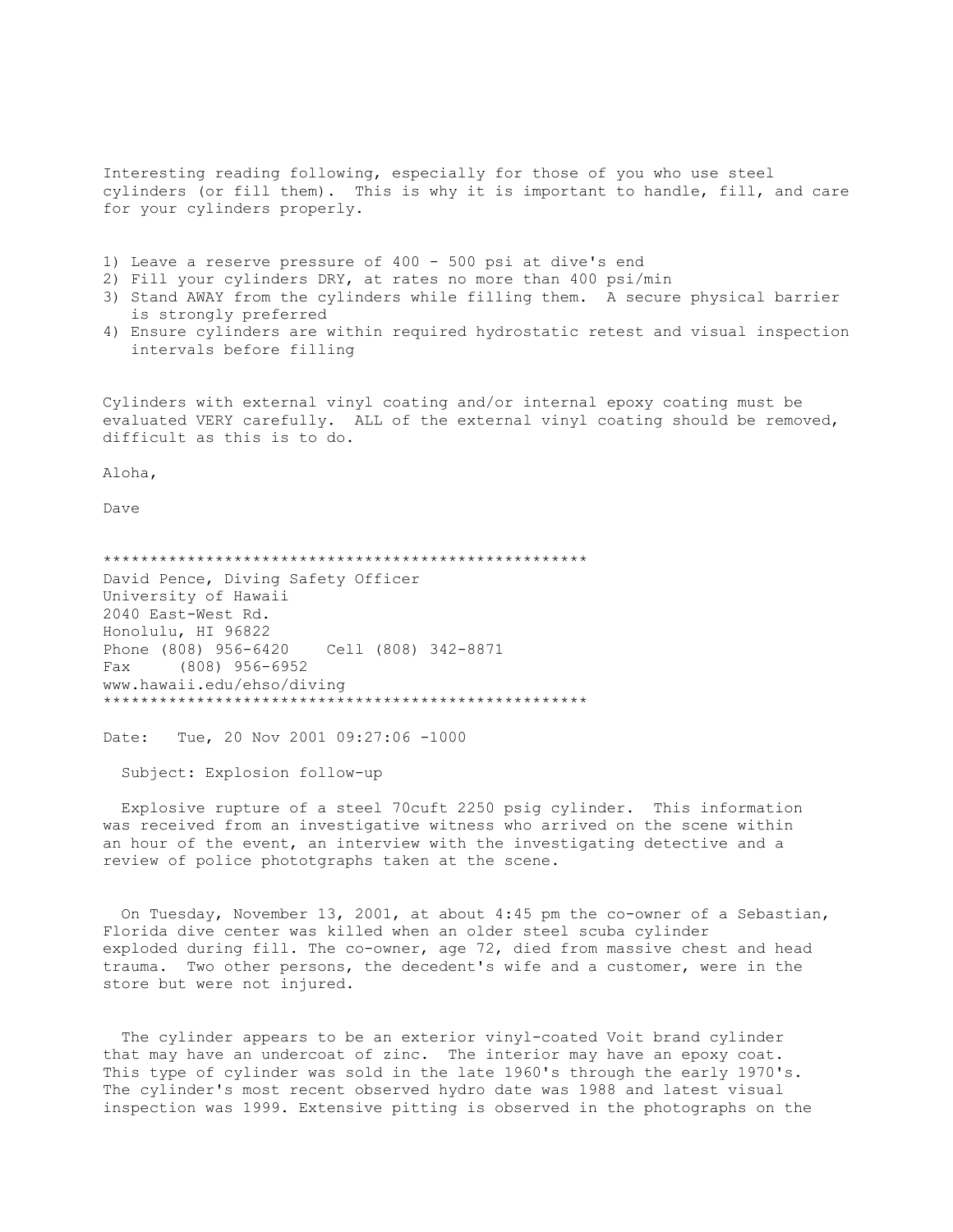Interesting reading following, especially for those of you who use steel cylinders (or fill them). This is why it is important to handle, fill, and care for your cylinders properly.

1) Leave a reserve pressure of 400 - 500 psi at dive's end
2) Fill your cylinders DRY, at rates no more than 400 psi/min
3) Stand AWAY from the cylinders while filling them. A secure physical barrier is strongly preferred
4) Ensure cylinders are within required hydrostatic retest and visual inspection intervals before filling

Cylinders with external vinyl coating and/or internal epoxy coating must be evaluated VERY carefully. ALL of the external vinyl coating should be removed, difficult as this is to do.

Aloha,

Dave

***************************************************
David Pence, Diving Safety Officer
University of Hawaii
2040 East-West Rd.
Honolulu, HI 96822
Phone (808) 956-6420 Cell (808) 342-8871
Fax (808) 956-6952
www.hawaii.edu/ehso/diving
***************************************************

Date: Tue, 20 Nov 2001 09:27:06 -1000

Subject: Explosion follow-up

Explosive rupture of a steel 70cuft 2250 psig cylinder. This information was received from an investigative witness who arrived on the scene within an hour of the event, an interview with the investigating detective and a review of police phototgraphs taken at the scene.

On Tuesday, November 13, 2001, at about 4:45 pm the co-owner of a Sebastian, Florida dive center was killed when an older steel scuba cylinder exploded during fill. The co-owner, age 72, died from massive chest and head trauma. Two other persons, the decedent's wife and a customer, were in the store but were not injured.

The cylinder appears to be an exterior vinyl-coated Voit brand cylinder that may have an undercoat of zinc. The interior may have an epoxy coat. This type of cylinder was sold in the late 1960's through the early 1970's. The cylinder's most recent observed hydro date was 1988 and latest visual inspection was 1999. Extensive pitting is observed in the photographs on the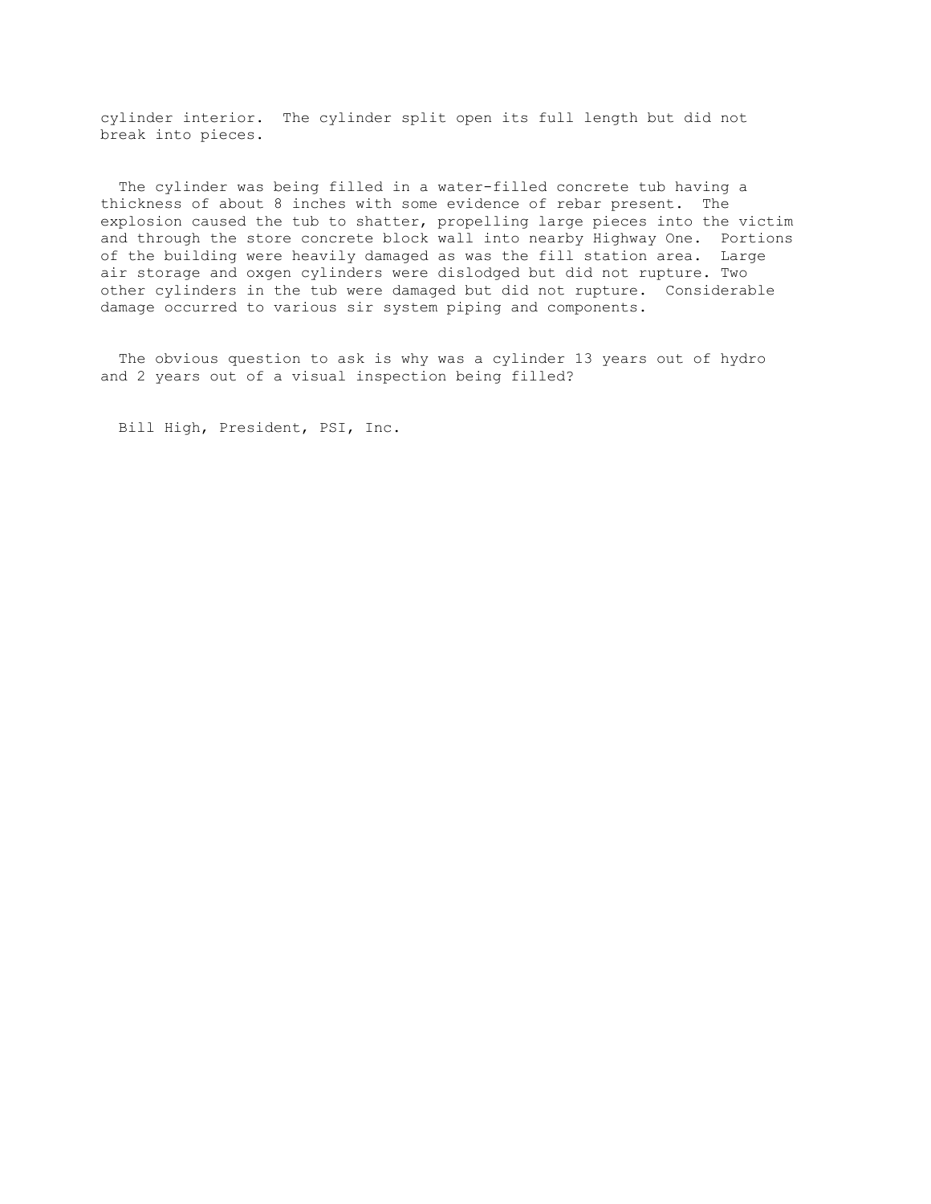cylinder interior. The cylinder split open its full length but did not break into pieces.

The cylinder was being filled in a water-filled concrete tub having a thickness of about 8 inches with some evidence of rebar present. The explosion caused the tub to shatter, propelling large pieces into the victim and through the store concrete block wall into nearby Highway One. Portions of the building were heavily damaged as was the fill station area. Large air storage and oxgen cylinders were dislodged but did not rupture. Two other cylinders in the tub were damaged but did not rupture. Considerable damage occurred to various sir system piping and components.

The obvious question to ask is why was a cylinder 13 years out of hydro and 2 years out of a visual inspection being filled?

Bill High, President, PSI, Inc.